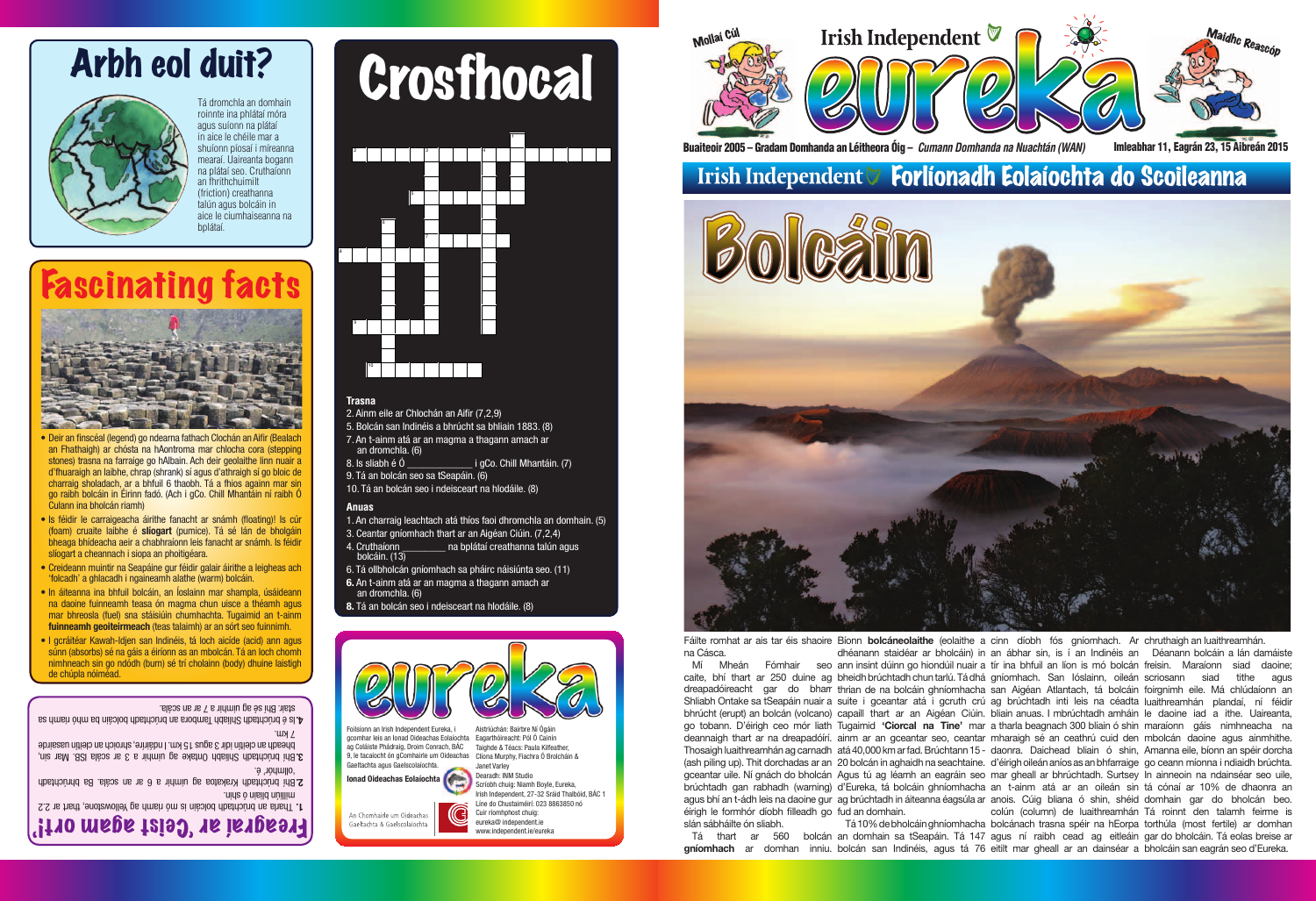# Arbh eol duit?

Tá dromchla an domhain roinnte ina phlátaí móra agus suíonn na plátaí in aice le chéile mar a shuíonn píosaí i míreanna mearaí. Uaireanta bogann na plátaí seo. Cruthaíonn an fhrithchuimilt (friction) creathanna talún agus bolcáin in aice le ciumhaiseanna na bplátaí.

# Fascinating facts

- Deir an finscéal (legend) go ndearna fathach Clochán an Aifir (Bealach an Fhathaigh) ar chósta na hAontroma mar chlocha cora (stepping stones) trasna na farraige go hAlbain. Ach deir geolaithe linn nuair a d'fhuaraigh an laibhe, chrap (shrank) sí agus d'athraigh sí go bloic de charraig sholadach, ar a bhfuil 6 thaobh. Tá a fhios againn mar sin go raibh bolcáin in Éirinn fadó. (Ach i gCo. Chill Mhantáin ní raibh Ó Cuiann ina bholcán riamh)
- Is féidir le carraigeacha áirithe fanacht ar snámh (floating)! Is cúr (foam) cruaite laibhe é **sliogart** (pumice). Tá sé lán de bholgáin bheaga bhídeacha aeir a chabhraíonn leis fanacht ar snámh. Is féidir sliogart a cheannach i siopa an phoitigéara.
- Creideann muintir na Seapáine gur féidir galair áirithe a leigheas ach 'folcadh' a ghlacadh i ngaineamh alathe (warm) bolcáin.
- In áiteanna ina bhfuil bolcáin, an Íoslainn mar shampla, úsáideann na daoine fuinneamh teasa ón magma chun uisce a théamh agus mar bhreosla (fuel) sna stáisiúin chumhachta. Tugaimid an t-ainm **fuinneamh geoiteirmeach** (teas talaimh) ar an sórt seo fuinnimh.
- I gcráitéar Kawah-Idjen san Indinéis, tá loch aicíde (acid) ann agus súnn (absorbs) sé na gáis a éiríonn as an mbolcán. Tá an loch chomh nimhneach sin go ndódh (burn) sé trí cholainn (body) dhuine laistigh de chúpla nóiméad.

# Freagraí ar 'Ceist agam ort!'

1. Tharla an brúchtadh bolcáin is mó riamh ag Yellowstone, thart ar 2.2 milliún bliain ó shin.
2. Bhí brúchtadh Krakatoa ag uimhir a 6 ar an scála. Ba bhrúchtadh 'ollmhór' é.
3. Bhí brúchtadh Shliabh Ontake ag uimhir a 3 ar an scála ISB. Mar sin, bheadh an cleitín idir 3 agus 15 km. I ndáiríre, shroich an cleitín uasairde 7 km.
4. Is é brúchtadh Shliabh Tambora an brúchtadh bolcáin ba mhó riamh sa stair. Bhí sé ag uimhir a 7 ar an scála.

# Crosfhocal

### Trasna
2. Ainm eile ar Chlochán an Aifir (7,2,9)
5. Bolcán san Indinéis a bhrúcht sa bhliain 1883. (8)
7. An t-ainm atá ar an magma a thagann amach ar an dromchla. (6)
8. Is sliabh é Ó ____________ i gCo. Chill Mhantáin. (7)
9. Tá an bolcán seo sa tSeapáin. (6)
10. Tá an bolcán seo i ndeisceart na hIodáile. (8)

### Anuas
1. An charraig leachtach atá thíos faoi dhromchla an domhain. (5)
3. Ceantar gníomhach thart ar an Aigéan Ciúin. (7,2,4)
4. Cruthaíonn ________ na bplátaí creathanna talún agus bolcáin. (13)
6. Tá ollbholcán gníomhach sa pháirc náisiúnta seo. (11)
**6.** An t-ainm atá ar an magma a thagann amach ar an dromchla. (6)
**8.** Tá an bolcán seo i ndeisceart na hIodáile. (8)

eureka

Foilsíonn an Irish Independent Eureka, i gcomhar leis an Ionad Oideachas Eolaíochta ag Coláiste Phádraig, Droim Conrach, BÁC 9, le tacaíocht ón gComhairle um Oideachas Gaeltachta agus Gaelscolaíochta.

**Ionad Oideachas Eolaíochta**

An Chomhairle um Oideachas Gaeltachta & Gaelscolaíochta

Aistriúchán: Bairbre Ní Ógáin
Eagarthóireacht: Pól Ó Cainín
Taighde & Téacs: Paula Kilfeather, Clíona Murphy, Fiachra Ó Brolcháin & Janet Varley
Dearadh: INM Studio
Scríobh chuig: Niamh Boyle, Eureka, Irish Independent, 27-32 Sráid Thalbóid, BÁC 1
Líne do Chustaiméirí: 023 8863850 nó
Cuir ríomhphost chuig: eureka@ independent.ie
www.independent.ie/eureka

Mollaí Cúl — Irish Independent — eureka — Maidhc Reascóp

Buaiteoir 2005 – Gradam Domhanda an Léitheora Óig – *Cumann Domhanda na Nuachtán (WAN)* — Imleabhar 11, Eagrán 23, 15 Aibreán 2015

## Irish Independent Forlíonadh Eolaíochta do Scoileanna

# Bolcáin

Fáilte romhat ar ais tar éis shaoire na Cásca.

Mí Mheán Fómhair seo caite, bhí thart ar 250 duine ag dreapadóireacht gar do bharr Shliabh Ontake sa tSeapáin nuair a bhrúcht (erupt) an bolcán (volcano) go tobann. D'éirigh ceo mór liath deannaigh thart ar na dreapadóirí. Thosaigh luaithreamhán ag carnadh (ash piling up). Thit dorchadas ar an gceantar uile. Ní gnách do bholcán brúchtadh gan rabhadh (warning) agus bhí an t-ádh leis na daoine gur éirigh le formhór díobh filleadh go slán sábháilte ón sliabh.

Tá thart ar 560 bolcán **gníomhach** ar domhan inniu. Bíonn **bolcáneolaithe** (eolaithe a dhéanann staidéar ar bholcáin) in ann insint dúinn go hiondúil nuair a bheidh brúchtadh chun tarlú. Tá dhá thrian de na bolcáin ghníomhacha suite i gceantar atá i gcruth crú capaill thart ar an Aigéan Ciúin. Tugaimid **'Ciorcal na Tine'** mar ainm ar an gceantar seo, ceantar atá 40,000 km ar fad. Brúchtann 15 - 20 bolcán in aghaidh na seachtaine. Agus tú ag léamh an eagráin seo d'Eureka, tá bolcáin ghníomhacha ag brúchtadh in áiteanna éagsúla ar fud an domhain.

Tá 10% de bholcáin ghníomhacha an domhain sa tSeapáin. Tá 147 bolcán san Indinéis, agus tá 76 cinn díobh fós gníomhach. Ar an ábhar sin, is í an Indinéis an tír ina bhfuil an líon is mó bolcán gníomhach. San Íoslainn, oileán san Aigéan Atlantach, tá bolcáin mharaigh sé an ceathrú cuid den daonra. Daichead bliain ó shin, d'éirigh oileán anios as an bhfarraige mar gheall ar bhrúchtadh. Surtsey an t-ainm atá ar an oileán sin anois. Cúig bliana ó shin, shéid colún (column) de luaithreamhán bolcánach trasna spéir na hEorpa agus ní raibh cead ag eitleáin eitilt mar gheall ar an dainséar a chruthaigh an luaithreamhán.

ag brúchtadh inti leis na céadta bliain anuas. I mbrúchtadh amháin a tharla beagnach 300 bliain ó shin

Déanann bolcáin a lán damáiste freisin. Maraíonn siad daoine; scriosann siad tithe agus foirgnimh eile. Má chlúdaíonn an luaithreamhán plandaí, ní féidir le daoine iad a ithe. Uaireanta, maraíonn gáis nimhneacha na mbolcán daoine agus ainmhithe. Amanna eile, bíonn an spéir dorcha go ceann míonna i ndiaidh brúchta. In ainneoin na ndainséar seo uile, tá cónaí ar 10% de dhaonra an domhain gar do bholcán beo. Tá roinnt den talamh feirme is torthúla (most fertile) ar domhan gar do bholcáin. Tá eolas breise ar bholcáin san eagrán seo d'Eureka.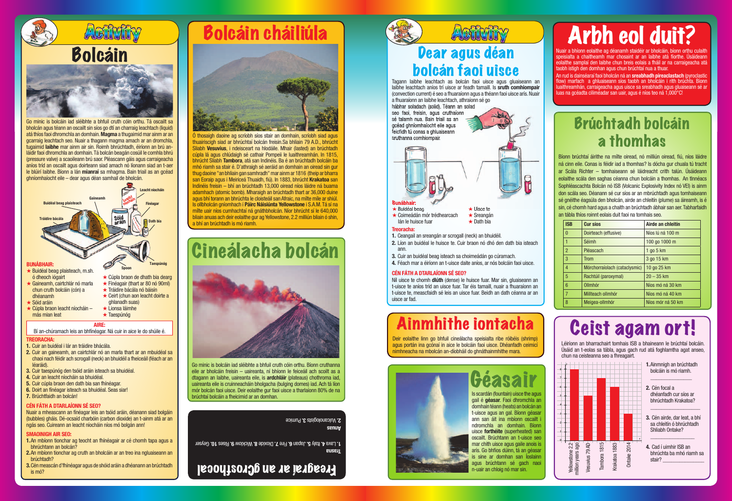# Activity

## Bolcáin

Go minic is bolcáin iad sléibhte a bhfuil cruth cóin orthu. Tá oscailt sa bholcán agus téann an oscailt sin síos go dtí an charraig leachtach (liquid) atá thíos faoi dhromchla an domhain. **Magma** a thugaimid mar ainm ar an gcarraig leachtach seo. Nuair a thagann magma amach ar an dromchla, tugaimid **laibhe** mar ainm air sin. Roimh bhrúchtadh, éiríonn an brú an-láidir faoi dhromchla an domhain. Tá bolcán beagán cosúil le comhla bhrú (pressure valve) a scaoileann brú saor. Pléascann gáis agus carraigeacha aníos tríd an oscailt agus doirteann siad amach nó líonann siad an t-aer le bláirí laibhe. Bíonn a lán **mianraí** sa mhagma. Bain triail as an gcéad ghníomhaíocht eile – dear agus déan samhail de bholcán.

Buidéal beag plaisteach
Gaineamh
Leacht níocháin
Fínéagar
Tráidire bácála
Sóid aráin
Dath bia
Spoon
Taespúnóg

**BUNÁBHAIR:**
- ★ Buidéal beag plaisteach, m.sh. ó dheoch iógairt
- ★ Gaineamh, cairtchlár nó marla chun cruth bolcáin (cón) a dhéanamh
- ★ Sóid aráin
- ★ Cúpla braon leacht níocháin – más mian leat
- ★ Cúpla braon de dhath bia dearg
- ★ Fínéagar (thart ar 80 nó 90ml)
- ★ Tráidire bácála nó báisín
- ★ Ceirt (chun aon leacht doirte a ghlanadh suas)
- ★ Lionsa láimhe
- ★ Taespúnóg

**AIRE:**
Bí an-chúramach leis an bhfínéagar. Ná cuir in aice le do shúile é.

**TREORACHA:**
1. Cuir an buidéal i lár an tráidire bhácála.
2. Cuir an gaineamh, an cairtchlár nó an marla thart ar an mbuidéal sa chaoi nach féidir ach scrogall (neck) an bhuidéil a fheiceáil (féach ar an léaráid).
3. Cuir taespúnóg den tsóid aráin isteach sa bhuidéal.
4. Cuir an leacht níocháin sa bhuidéal.
5. Cuir cúpla braon den dath bia san fhínéagar.
6. Doirt an fínéagar isteach sa bhuidéal. Seas siar!
7. Brúchtfaidh an bolcán!

**CÉN FÁTH A DTARLAÍONN SÉ SEO?**
Nuair a mheascann an fínéagar leis an tsóid aráin, déanann siad bolgáin (bubbles) gháis. Dé-ocsaíd charbóin (carbon dioxide) an t-ainm atá ar an ngás seo. Cuireann an leacht níocháin níos mó bolgán ann!

**SMAOINIGH AIR SEO:**
1. An mbíonn tionchar ag teocht an fhínéagair ar cé chomh tapa agus a bhrúchtann an bolcán?
2. An mbíonn tionchar ag cruth an bholcáin ar an treo ina ngluaiseann an brúchtadh?
3. Cén meascán d'fhínéagar agus de shóid aráin a dhéanann an brúchtadh is mó?

# Bolcáin cháiliúla

Ó thosaigh daoine ag scríobh síos stair an domhain, scríobh siad agus thuairiscigh siad ar bhrúchtaí bolcán freisin.Sa bhliain 79 A.D., bhrúcht Sliabh **Vesuvius**, i ndeisceart na hIodáile. Mhair (lasted) an brúchtadh cúpla lá agus chlúdaigh sé cathair Pompeii le luaithreamhán. In 1815, bhrúcht Sliabh **Tambora**, atá san Indinéis. Ba é an brúchtadh bolcáin ba mhó riamh sa stair é. D'athraigh sé aeráid an domhain an oiread sin gur thug daoine "an bhliain gan samhradh" mar ainm ar 1816 (theip ar bharra san Eoraip agus i Meiriceá Thuaidh, fiú). In 1883, bhrúcht **Krakatoa** san Indinéis freisin – bhí an brúchtadh 13,000 oiread níos láidre ná buama adamhach (atomic bomb). Mharaigh an brúchtadh thart ar 36,000 duine agus bhí torann an bhrúchta le cloisteáil san Afraic, na mílte míle ar shiúl. Is ollbholcán gníomhach í **Páirc Náisiúnta Yellowstone** i S.A.M. Tá sí na mílte uair níos cumhachtaí ná gnáthbholcán. Níor bhrúcht sí le 640,000 bliain anuas ach deir eolaithe gur ag Yellowstone, 2.2 milliún bliain ó shin, a bhí an brúchtadh is mó riamh.

# Cineálacha bolcán

Go minic is bolcáin iad sléibhte a bhfuil cruth cóin orthu. Bíonn cruthanna eile ar bholcáin freisin – uaireanta, ní bhíonn le feiceáil ach scoilt sa dtalamh agus an laibhe, uaireanta eile, is **ardchláir** (plateaus) chothroma iad, uaireanta eile is cruinneacháin bholgacha (bulging domes) iad. Ach tá líon mór bolcán faoi uisce. Deir eolaithe gur faoi uisce a tharlaíonn 80% de na brúchtaí bolcáin a fheicimid ar an domhan.

# Freagraí ar an gCrosfhocal

**Trasna**
1. Lava 4. Italy 5. Japan 6. Fire 7. Dioxide 8. Wicklow 9. Rises 10. Geyser

**Anuas**
2. Vulcanologists 3. Pumice

# Activity

## Dear agus déan bolcán faoi uisce

Tagann laibhe leachtach as bolcán faoi uisce agus gluaiseann an laibhe leachtach aníos trí uisce ar feadh tamaill. Is **sruth comhiompair** (convection current) é seo a fhuaraíonn agus a théann faoi uisce arís. Nuair a fhuaraíonn an laibhe leachtach, athraíonn sé go hábhar soladach (solid). Téann an solad seo faoi, freisin, agus cruthaíonn sé talamh nua. Bain triail as an gcéad ghníomhaíocht eile agus feicfidh tú conas a ghluaiseann sruthanna comhiompair.

**Bunábhair:**
- ★ Buidéal beag
- ★ Coimeádán mór trédhearcach lán le huisce fuar
- ★ Uisce te
- ★ Sreangán
- ★ Dath bia

**Treoracha:**
1. Ceangail an sreangán ar scrogall (neck) an bhuidéil.
2. Líon an buidéal le huisce te. Cuir braon nó dhó den dath bia isteach ann.
3. Cuir an buidéal beag isteach sa choimeádán go cúramach.
4. Féach mar a éiríonn an t-uisce daite aníos, ar nós bolcáin faoi uisce.

**CÉN FÁTH A DTARLAÍONN SÉ SEO?**
Níl uisce te chomh **dlúth** (dense) le huisce fuar. Mar sin, gluaiseann an t-uisce te aníos tríd an uisce fuar. Tar éis tamaill, nuair a fhuaraíonn an t-uisce te, meascfaidh sé leis an uisce fuar. Beidh an dath céanna ar an uisce ar fad.

# Ainmhithe iontacha

Deir eolaithe linn go bhfuil cineálacha speisialta ribe róibéis (shrimp) agus portán ina gcónaí in aice le bolcáin faoi uisce. Dhéanfadh ceimicí nimhneacha na mbolcán an-díobháil do ghnáthainmhithe mara.

# Géasair

Is scardán (fountain) uisce te agus gail é **géasar**. Faoi dhromchla an domhain téann (heats) an bolcán an t-uisce agus an gal. Bíonn géasar ann san áit ina mbíonn oscailt i ndromchla an domhain. Bíonn uisce **forthéite** (superheated) san oscailt. Brúchtann an t-uisce seo mar chith uisce agus gaile anois is arís. Go bhfios dúinn, tá an géasar is sine ar domhan san Íoslainn agus brúchtann sé gach naoi n-uair an chloig nó mar sin.

# Arbh eol duit?

Nuair a bhíonn eolaithe ag déanamh staidéir ar bholcáin, bíonn orthu culaith speisialta a chaitheamh mar chosaint ar an laibhe atá fíorthe. Úsáideann eolaithe samplaí den laibhe chun breis eolais a fháil ar na carraigeacha atá taobh istigh den domhan agus chun brúchtaí nua a thuar.

An rud is dainséaraí faoi bholcán ná an **sreabhadh pireaclastach** (pyroclastic flow) marfach a ghluaiseann síos taobh an bholcáin i rith brúchta. Bíonn luaithreamhán, carraigeacha agus uisce sa sreabhadh agus gluaiseann sé ar luas na gcéadta ciliméadar san uair, agus é níos teo ná 1,000°C!

# Brúchtadh bolcáin a thomhas

Bíonn brúchtaí áirithe na mílte oiread, nó milliún oiread, fiú, níos láidre ná cinn eile. Conas is féidir iad a thomhas? Is dócha gur chuala tú tracht ar Scála Richter – tomhaiseann sé láidreacht crith talún. Úsáideann eolaithe scála den saghas céanna chun bolcáin a thomhas. An tInnéacs Sophléascachta Bolcán nó ISB (Volcanic Explosivity Index nó VEI) is ainm don scála seo. Déanann sé cur síos ar an mbrúchtadh agus tomhaiseann sé gnéithe éagsúla den bholcán, airde an chleitín (plume) sa áireamh, is é sin, cé chomh hard agus a chaith an brúchtadh ábhair san aer. Tabharfaidh an tábla thíos roinnt eolais duit faoi na tomhais seo.

| ISB | Cur síos | Airde an chleitín |
|---|---|---|
| 0 | Doirteach (effusive) | Níos lú ná 100 m |
| 1 | Séimh | 100 go 1000 m |
| 2 | Pléascach | 1 go 5 km |
| 3 | Trom | 3 go 15 km |
| 4 | Mórchorraíolach (cataclysmic) | 10 go 25 km |
| 5 | Rachtúil (paroxymal) | 20 – 35 km |
| 6 | Ollmhór | Níos mó ná 30 km |
| 7 | Millteach ollmhór | Níos mó ná 40 km |
| 8 | Meigea-ollmhór | Níos mór ná 50 km |

# Ceist agam ort!

Léiríonn an bharrachairt tomhais ISB a bhaineann le brúchtaí bolcáin. Úsáid an t-eolas sa tábla, agus gach rud atá foghlamtha agat anseo, chun na ceisteanna seo a fhreagairt.

8
7
6
5
4
3
2
1
0
Yellowstone 2.2 million years ago
Vesuvius 79 AD
Tambora 1815
Krakatoa 1883
Ontake 2014

1. Ainmnigh an brúchtadh bolcáin is mó riamh. ______________
2. Cén focal a dhéanfadh cur síos ar bhrúchtadh Krakatoa? ______________
3. Cén airde, thart leat, a bhí sa chleitín ó bhrúchtadh Shliabh Ontake? ______________
4. Cad í uimhir ISB an bhrúchta ba mhó riamh sa stair? ______________